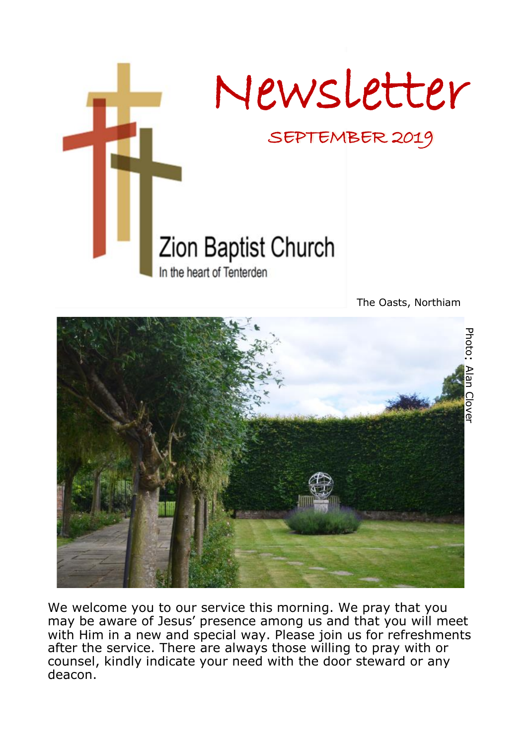# Newsletter

## SEPTEMBER 2019

Zion Baptist Church

In the heart of Tenterden

The Oasts, Northiam

Photo: Alan Clover

We welcome you to our service this morning. We pray that you may be aware of Jesus' presence among us and that you will meet with Him in a new and special way. Please join us for refreshments after the service. There are always those willing to pray with or counsel, kindly indicate your need with the door steward or any deacon.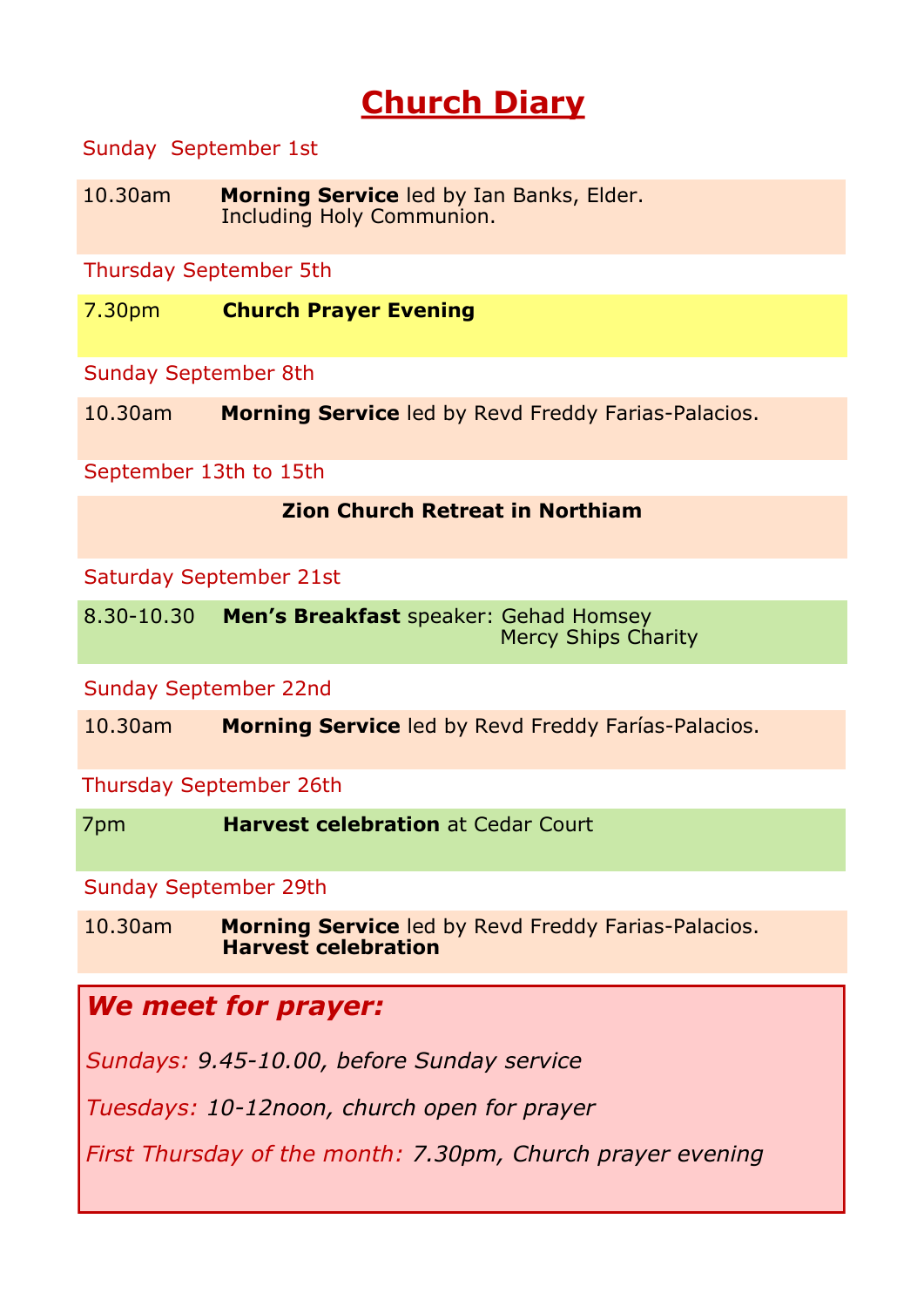# Church Diary

Sunday September 1st

10.30am **Morning Service** led by Ian Banks, Elder.
Including Holy Communion.

Thursday September 5th

7.30pm **Church Prayer Evening**

Sunday September 8th

10.30am **Morning Service** led by Revd Freddy Farias-Palacios.

September 13th to 15th

**Zion Church Retreat in Northiam**

Saturday September 21st

8.30-10.30 **Men's Breakfast** speaker: Gehad Homsey
Mercy Ships Charity

Sunday September 22nd

10.30am **Morning Service** led by Revd Freddy Farías-Palacios.

Thursday September 26th

7pm **Harvest celebration** at Cedar Court

Sunday September 29th

10.30am **Morning Service** led by Revd Freddy Farias-Palacios.
**Harvest celebration**

***We meet for prayer:***

*Sundays: 9.45-10.00, before Sunday service*

*Tuesdays: 10-12noon, church open for prayer*

*First Thursday of the month: 7.30pm, Church prayer evening*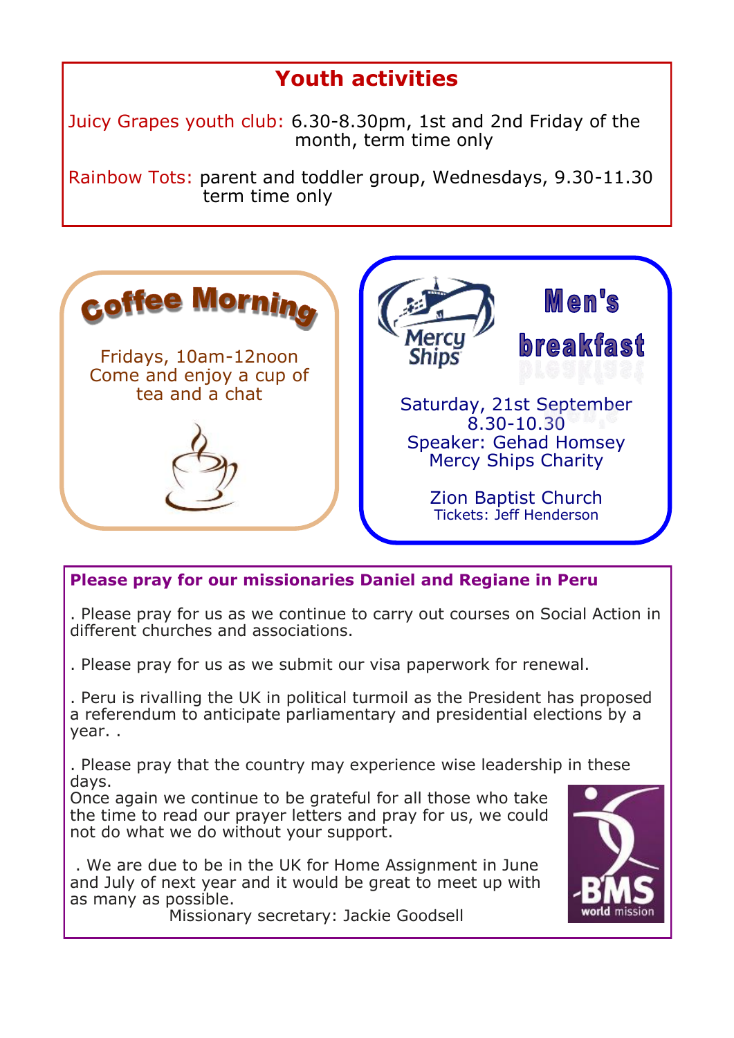## Youth activities

Juicy Grapes youth club: 6.30-8.30pm, 1st and 2nd Friday of the month, term time only

Rainbow Tots: parent and toddler group, Wednesdays, 9.30-11.30 term time only

## Coffee Morning

Fridays, 10am-12noon
Come and enjoy a cup of tea and a chat

## Men's breakfast

Mercy Ships

Saturday, 21st September
8.30-10.30
Speaker: Gehad Homsey
Mercy Ships Charity

Zion Baptist Church
Tickets: Jeff Henderson

**Please pray for our missionaries Daniel and Regiane in Peru**

. Please pray for us as we continue to carry out courses on Social Action in different churches and associations.

. Please pray for us as we submit our visa paperwork for renewal.

. Peru is rivalling the UK in political turmoil as the President has proposed a referendum to anticipate parliamentary and presidential elections by a year. .

. Please pray that the country may experience wise leadership in these days.
Once again we continue to be grateful for all those who take the time to read our prayer letters and pray for us, we could not do what we do without your support.

. We are due to be in the UK for Home Assignment in June and July of next year and it would be great to meet up with as many as possible.

Missionary secretary: Jackie Goodsell

BMS world mission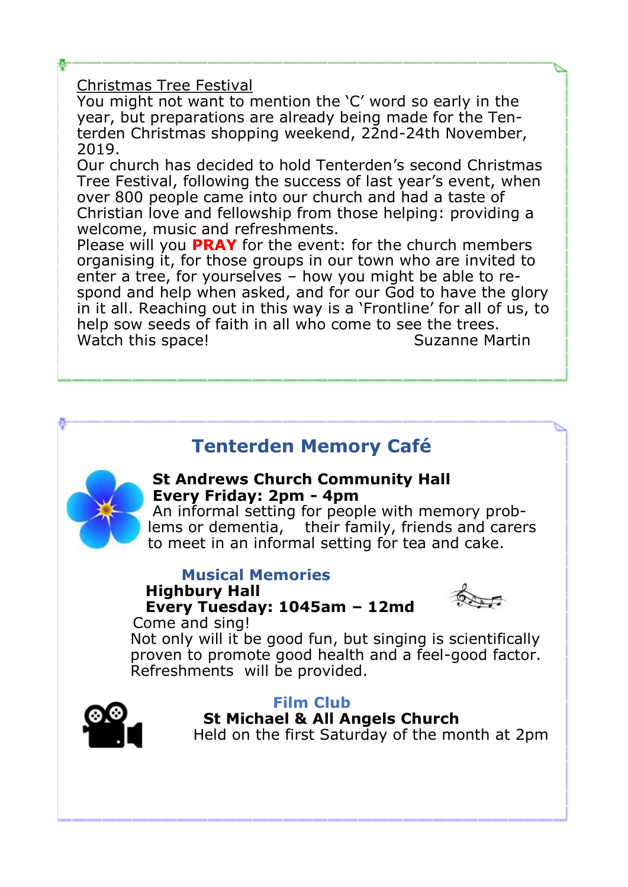## Christmas Tree Festival

You might not want to mention the 'C' word so early in the year, but preparations are already being made for the Tenterden Christmas shopping weekend, 22nd-24th November, 2019.

Our church has decided to hold Tenterden's second Christmas Tree Festival, following the success of last year's event, when over 800 people came into our church and had a taste of Christian love and fellowship from those helping: providing a welcome, music and refreshments.

Please will you **PRAY** for the event: for the church members organising it, for those groups in our town who are invited to enter a tree, for yourselves – how you might be able to respond and help when asked, and for our God to have the glory in it all. Reaching out in this way is a 'Frontline' for all of us, to help sow seeds of faith in all who come to see the trees.

Watch this space!

Suzanne Martin

## Tenterden Memory Café

**St Andrews Church Community Hall**
**Every Friday: 2pm - 4pm**

An informal setting for people with memory problems or dementia, their family, friends and carers to meet in an informal setting for tea and cake.

### Musical Memories

**Highbury Hall**
**Every Tuesday: 1045am – 12md**

Come and sing!

Not only will it be good fun, but singing is scientifically proven to promote good health and a feel-good factor. Refreshments will be provided.

### Film Club

**St Michael & All Angels Church**

Held on the first Saturday of the month at 2pm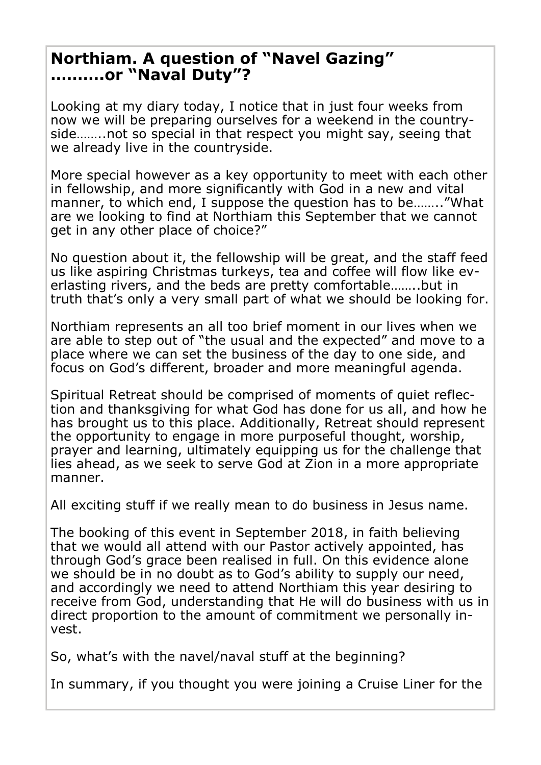## Northiam. A question of "Navel Gazing" ………or "Naval Duty"?

Looking at my diary today, I notice that in just four weeks from now we will be preparing ourselves for a weekend in the countryside……..not so special in that respect you might say, seeing that we already live in the countryside.

More special however as a key opportunity to meet with each other in fellowship, and more significantly with God in a new and vital manner, to which end, I suppose the question has to be……..”What are we looking to find at Northiam this September that we cannot get in any other place of choice?"

No question about it, the fellowship will be great, and the staff feed us like aspiring Christmas turkeys, tea and coffee will flow like everlasting rivers, and the beds are pretty comfortable……..but in truth that's only a very small part of what we should be looking for.

Northiam represents an all too brief moment in our lives when we are able to step out of "the usual and the expected" and move to a place where we can set the business of the day to one side, and focus on God's different, broader and more meaningful agenda.

Spiritual Retreat should be comprised of moments of quiet reflection and thanksgiving for what God has done for us all, and how he has brought us to this place. Additionally, Retreat should represent the opportunity to engage in more purposeful thought, worship, prayer and learning, ultimately equipping us for the challenge that lies ahead, as we seek to serve God at Zion in a more appropriate manner.

All exciting stuff if we really mean to do business in Jesus name.

The booking of this event in September 2018, in faith believing that we would all attend with our Pastor actively appointed, has through God's grace been realised in full. On this evidence alone we should be in no doubt as to God's ability to supply our need, and accordingly we need to attend Northiam this year desiring to receive from God, understanding that He will do business with us in direct proportion to the amount of commitment we personally invest.

So, what's with the navel/naval stuff at the beginning?

In summary, if you thought you were joining a Cruise Liner for the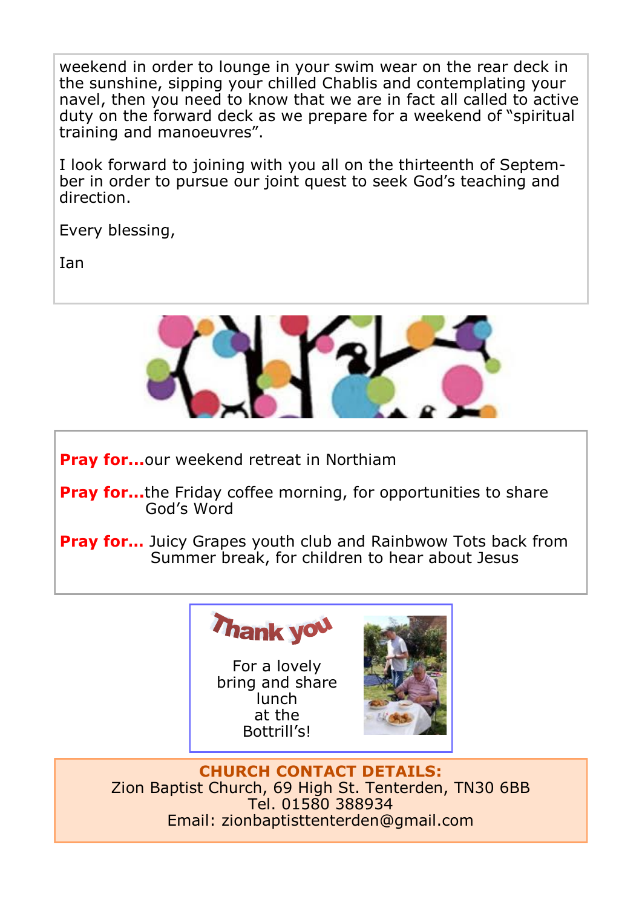weekend in order to lounge in your swim wear on the rear deck in the sunshine, sipping your chilled Chablis and contemplating your navel, then you need to know that we are in fact all called to active duty on the forward deck as we prepare for a weekend of "spiritual training and manoeuvres".

I look forward to joining with you all on the thirteenth of September in order to pursue our joint quest to seek God's teaching and direction.

Every blessing,

Ian

**Pray for...**our weekend retreat in Northiam

**Pray for...**the Friday coffee morning, for opportunities to share God's Word

**Pray for...** Juicy Grapes youth club and Rainbwow Tots back from Summer break, for children to hear about Jesus

**Thank you**

For a lovely bring and share lunch at the Bottrill's!

**CHURCH CONTACT DETAILS:**
Zion Baptist Church, 69 High St. Tenterden, TN30 6BB
Tel. 01580 388934
Email: zionbaptisttenterden@gmail.com